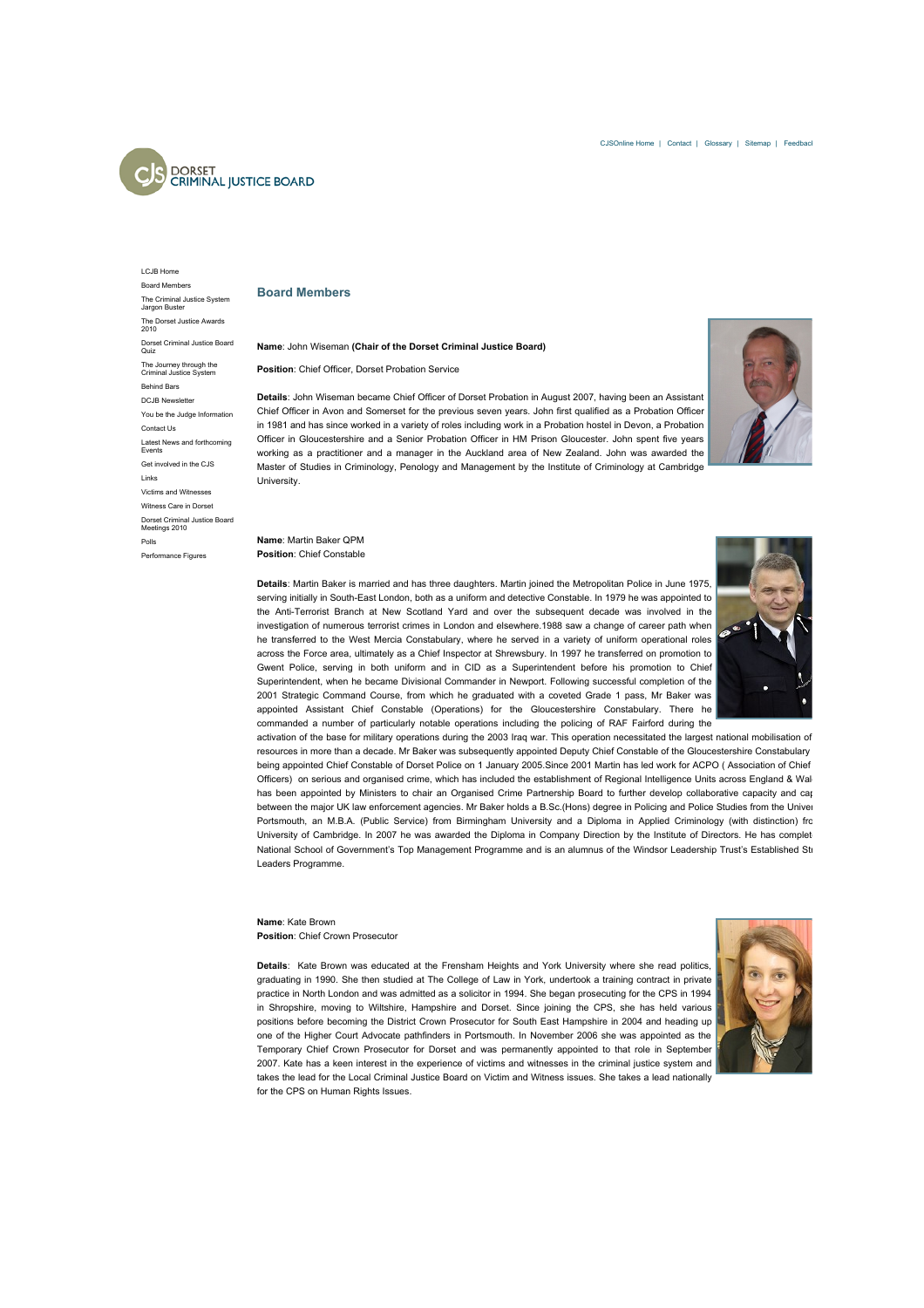CJSOnline Home | Contact | Glossary | Sitemap | Feedbacl

DORSET
CRIMINAL JUSTICE BOARD

- LCJB Home
- Board Members
- The Criminal Justice System Jargon Buster
- The Dorset Justice Awards 2010
- Dorset Criminal Justice Board Quiz
- The Journey through the Criminal Justice System
- Behind Bars
- DCJB Newsletter
- You be the Judge Information
- Contact Us
- Latest News and forthcoming Events
- Get involved in the CJS
- Links
- Victims and Witnesses
- Witness Care in Dorset
- Dorset Criminal Justice Board Meetings 2010
- Polls
- Performance Figures

## Board Members

**Name**: John Wiseman **(Chair of the Dorset Criminal Justice Board)**

**Position**: Chief Officer, Dorset Probation Service

**Details**: John Wiseman became Chief Officer of Dorset Probation in August 2007, having been an Assistant Chief Officer in Avon and Somerset for the previous seven years. John first qualified as a Probation Officer in 1981 and has since worked in a variety of roles including work in a Probation hostel in Devon, a Probation Officer in Gloucestershire and a Senior Probation Officer in HM Prison Gloucester. John spent five years working as a practitioner and a manager in the Auckland area of New Zealand. John was awarded the Master of Studies in Criminology, Penology and Management by the Institute of Criminology at Cambridge University.

**Name**: Martin Baker QPM
**Position**: Chief Constable

**Details**: Martin Baker is married and has three daughters. Martin joined the Metropolitan Police in June 1975, serving initially in South-East London, both as a uniform and detective Constable. In 1979 he was appointed to the Anti-Terrorist Branch at New Scotland Yard and over the subsequent decade was involved in the investigation of numerous terrorist crimes in London and elsewhere.1988 saw a change of career path when he transferred to the West Mercia Constabulary, where he served in a variety of uniform operational roles across the Force area, ultimately as a Chief Inspector at Shrewsbury. In 1997 he transferred on promotion to Gwent Police, serving in both uniform and in CID as a Superintendent before his promotion to Chief Superintendent, when he became Divisional Commander in Newport. Following successful completion of the 2001 Strategic Command Course, from which he graduated with a coveted Grade 1 pass, Mr Baker was appointed Assistant Chief Constable (Operations) for the Gloucestershire Constabulary. There he commanded a number of particularly notable operations including the policing of RAF Fairford during the activation of the base for military operations during the 2003 Iraq war. This operation necessitated the largest national mobilisation of resources in more than a decade. Mr Baker was subsequently appointed Deputy Chief Constable of the Gloucestershire Constabulary being appointed Chief Constable of Dorset Police on 1 January 2005.Since 2001 Martin has led work for ACPO ( Association of Chief Officers) on serious and organised crime, which has included the establishment of Regional Intelligence Units across England & Wal has been appointed by Ministers to chair an Organised Crime Partnership Board to further develop collaborative capacity and cap between the major UK law enforcement agencies. Mr Baker holds a B.Sc.(Hons) degree in Policing and Police Studies from the Univer Portsmouth, an M.B.A. (Public Service) from Birmingham University and a Diploma in Applied Criminology (with distinction) fro University of Cambridge. In 2007 he was awarded the Diploma in Company Direction by the Institute of Directors. He has complet National School of Government's Top Management Programme and is an alumnus of the Windsor Leadership Trust's Established St Leaders Programme.

**Name**: Kate Brown
**Position**: Chief Crown Prosecutor

**Details**: Kate Brown was educated at the Frensham Heights and York University where she read politics, graduating in 1990. She then studied at The College of Law in York, undertook a training contract in private practice in North London and was admitted as a solicitor in 1994. She began prosecuting for the CPS in 1994 in Shropshire, moving to Wiltshire, Hampshire and Dorset. Since joining the CPS, she has held various positions before becoming the District Crown Prosecutor for South East Hampshire in 2004 and heading up one of the Higher Court Advocate pathfinders in Portsmouth. In November 2006 she was appointed as the Temporary Chief Crown Prosecutor for Dorset and was permanently appointed to that role in September 2007. Kate has a keen interest in the experience of victims and witnesses in the criminal justice system and takes the lead for the Local Criminal Justice Board on Victim and Witness issues. She takes a lead nationally for the CPS on Human Rights Issues.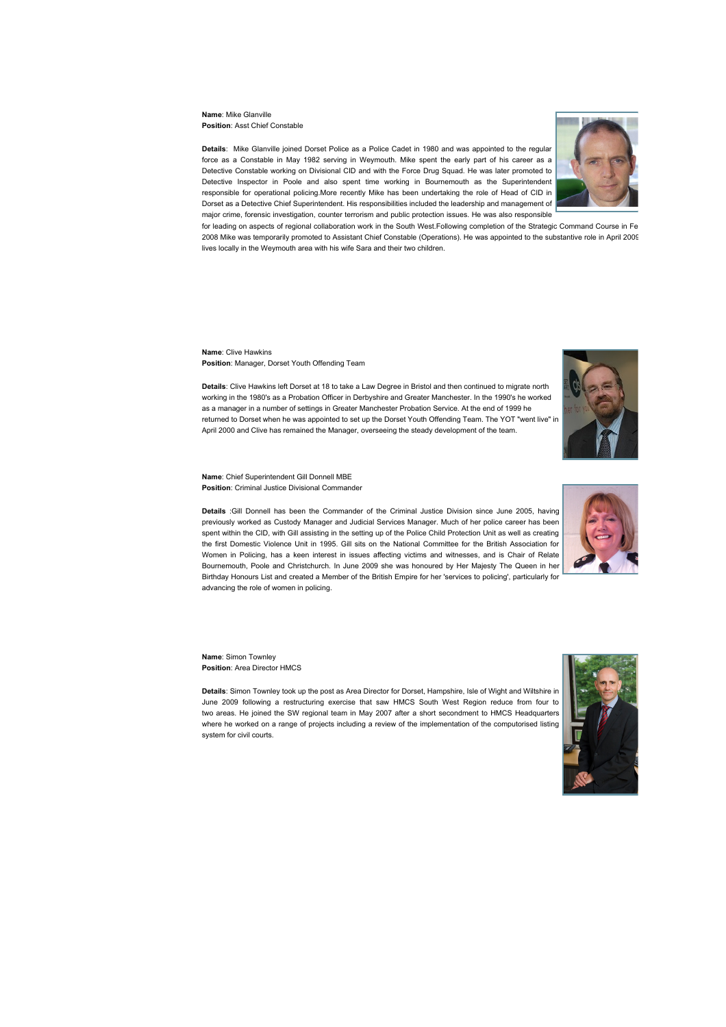**Name**: Mike Glanville
**Position**: Asst Chief Constable

**Details**: Mike Glanville joined Dorset Police as a Police Cadet in 1980 and was appointed to the regular force as a Constable in May 1982 serving in Weymouth. Mike spent the early part of his career as a Detective Constable working on Divisional CID and with the Force Drug Squad. He was later promoted to Detective Inspector in Poole and also spent time working in Bournemouth as the Superintendent responsible for operational policing.More recently Mike has been undertaking the role of Head of CID in Dorset as a Detective Chief Superintendent. His responsibilities included the leadership and management of major crime, forensic investigation, counter terrorism and public protection issues. He was also responsible for leading on aspects of regional collaboration work in the South West.Following completion of the Strategic Command Course in Fe 2008 Mike was temporarily promoted to Assistant Chief Constable (Operations). He was appointed to the substantive role in April 2009 lives locally in the Weymouth area with his wife Sara and their two children.

**Name**: Clive Hawkins
**Position**: Manager, Dorset Youth Offending Team

**Details**: Clive Hawkins left Dorset at 18 to take a Law Degree in Bristol and then continued to migrate north working in the 1980's as a Probation Officer in Derbyshire and Greater Manchester. In the 1990's he worked as a manager in a number of settings in Greater Manchester Probation Service. At the end of 1999 he returned to Dorset when he was appointed to set up the Dorset Youth Offending Team. The YOT "went live" in April 2000 and Clive has remained the Manager, overseeing the steady development of the team.

**Name**: Chief Superintendent Gill Donnell MBE
**Position**: Criminal Justice Divisional Commander

**Details** :Gill Donnell has been the Commander of the Criminal Justice Division since June 2005, having previously worked as Custody Manager and Judicial Services Manager. Much of her police career has been spent within the CID, with Gill assisting in the setting up of the Police Child Protection Unit as well as creating the first Domestic Violence Unit in 1995. Gill sits on the National Committee for the British Association for Women in Policing, has a keen interest in issues affecting victims and witnesses, and is Chair of Relate Bournemouth, Poole and Christchurch. In June 2009 she was honoured by Her Majesty The Queen in her Birthday Honours List and created a Member of the British Empire for her 'services to policing', particularly for advancing the role of women in policing.

**Name**: Simon Townley
**Position**: Area Director HMCS

**Details**: Simon Townley took up the post as Area Director for Dorset, Hampshire, Isle of Wight and Wiltshire in June 2009 following a restructuring exercise that saw HMCS South West Region reduce from four to two areas. He joined the SW regional team in May 2007 after a short secondment to HMCS Headquarters where he worked on a range of projects including a review of the implementation of the computorised listing system for civil courts.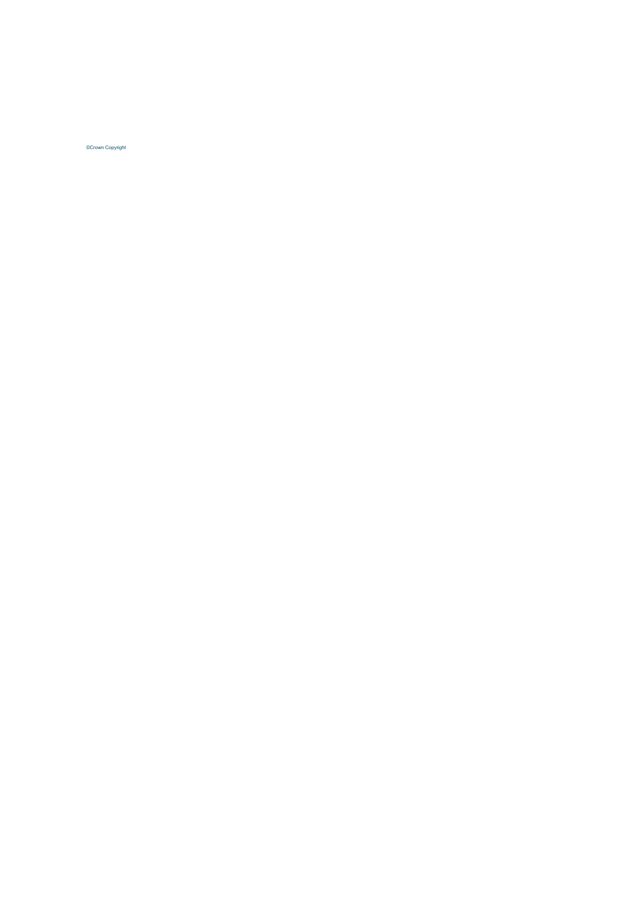©Crown Copyright